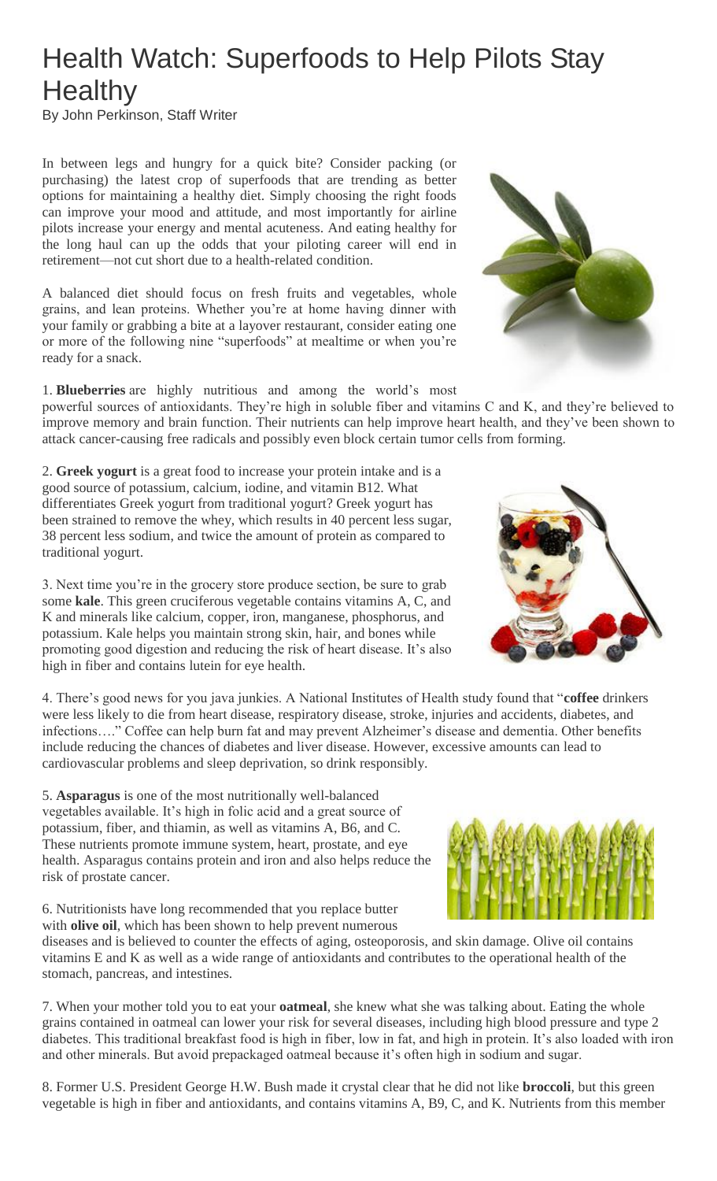# Health Watch: Superfoods to Help Pilots Stay Healthy

By John Perkinson, Staff Writer

In between legs and hungry for a quick bite? Consider packing (or purchasing) the latest crop of superfoods that are trending as better options for maintaining a healthy diet. Simply choosing the right foods can improve your mood and attitude, and most importantly for airline pilots increase your energy and mental acuteness. And eating healthy for the long haul can up the odds that your piloting career will end in retirement—not cut short due to a health-related condition.

A balanced diet should focus on fresh fruits and vegetables, whole grains, and lean proteins. Whether you're at home having dinner with your family or grabbing a bite at a layover restaurant, consider eating one or more of the following nine "superfoods" at mealtime or when you're ready for a snack.

1. **Blueberries** are highly nutritious and among the world's most powerful sources of antioxidants. They're high in soluble fiber and vitamins C and K, and they're believed to improve memory and brain function. Their nutrients can help improve heart health, and they've been shown to attack cancer-causing free radicals and possibly even block certain tumor cells from forming.

2. **Greek yogurt** is a great food to increase your protein intake and is a good source of potassium, calcium, iodine, and vitamin B12. What differentiates Greek yogurt from traditional yogurt? Greek yogurt has been strained to remove the whey, which results in 40 percent less sugar, 38 percent less sodium, and twice the amount of protein as compared to traditional yogurt.

3. Next time you're in the grocery store produce section, be sure to grab some **kale**. This green cruciferous vegetable contains vitamins A, C, and K and minerals like calcium, copper, iron, manganese, phosphorus, and potassium. Kale helps you maintain strong skin, hair, and bones while promoting good digestion and reducing the risk of heart disease. It's also high in fiber and contains lutein for eye health.

4. There's good news for you java junkies. A National Institutes of Health study found that "**coffee** drinkers were less likely to die from heart disease, respiratory disease, stroke, injuries and accidents, diabetes, and infections…." Coffee can help burn fat and may prevent Alzheimer's disease and dementia. Other benefits include reducing the chances of diabetes and liver disease. However, excessive amounts can lead to cardiovascular problems and sleep deprivation, so drink responsibly.

5. **Asparagus** is one of the most nutritionally well-balanced vegetables available. It's high in folic acid and a great source of potassium, fiber, and thiamin, as well as vitamins A, B6, and C. These nutrients promote immune system, heart, prostate, and eye health. Asparagus contains protein and iron and also helps reduce the risk of prostate cancer.

6. Nutritionists have long recommended that you replace butter with **olive oil**, which has been shown to help prevent numerous diseases and is believed to counter the effects of aging, osteoporosis, and skin damage. Olive oil contains vitamins E and K as well as a wide range of antioxidants and contributes to the operational health of the stomach, pancreas, and intestines.

7. When your mother told you to eat your **oatmeal**, she knew what she was talking about. Eating the whole grains contained in oatmeal can lower your risk for several diseases, including high blood pressure and type 2 diabetes. This traditional breakfast food is high in fiber, low in fat, and high in protein. It's also loaded with iron and other minerals. But avoid prepackaged oatmeal because it's often high in sodium and sugar.

8. Former U.S. President George H.W. Bush made it crystal clear that he did not like **broccoli**, but this green vegetable is high in fiber and antioxidants, and contains vitamins A, B9, C, and K. Nutrients from this member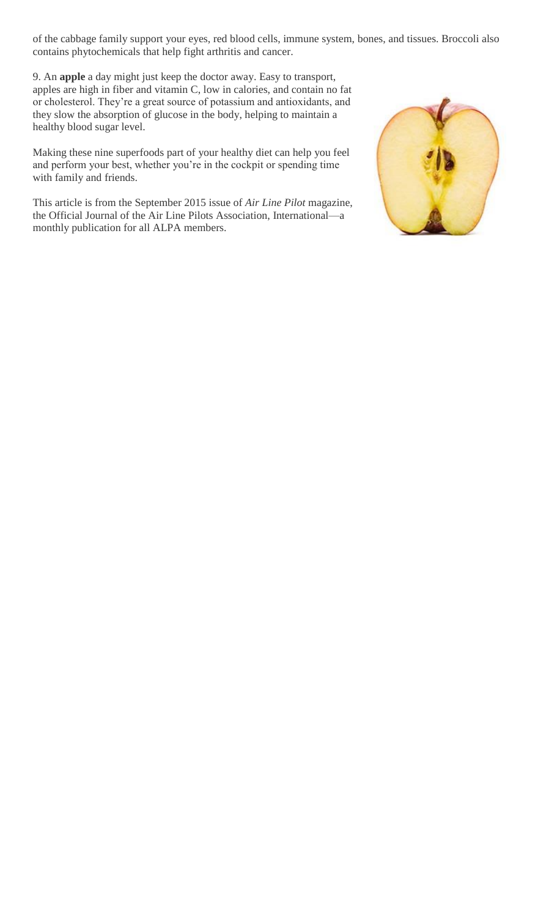of the cabbage family support your eyes, red blood cells, immune system, bones, and tissues. Broccoli also contains phytochemicals that help fight arthritis and cancer.

9. An **apple** a day might just keep the doctor away. Easy to transport, apples are high in fiber and vitamin C, low in calories, and contain no fat or cholesterol. They're a great source of potassium and antioxidants, and they slow the absorption of glucose in the body, helping to maintain a healthy blood sugar level.

Making these nine superfoods part of your healthy diet can help you feel and perform your best, whether you're in the cockpit or spending time with family and friends.

This article is from the September 2015 issue of *Air Line Pilot* magazine, the Official Journal of the Air Line Pilots Association, International—a monthly publication for all ALPA members.